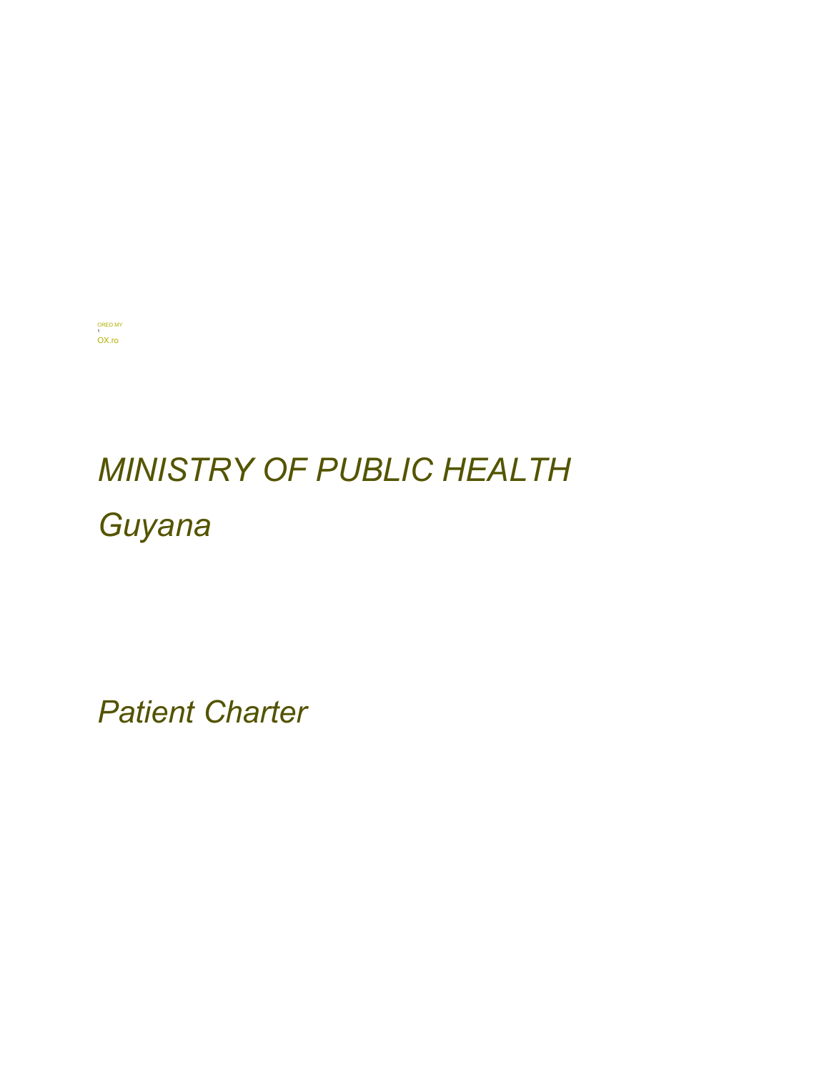OREO.MY
1
OX.ro

# *MINISTRY OF PUBLIC HEALTH*

# *Guyana*

## *Patient Charter*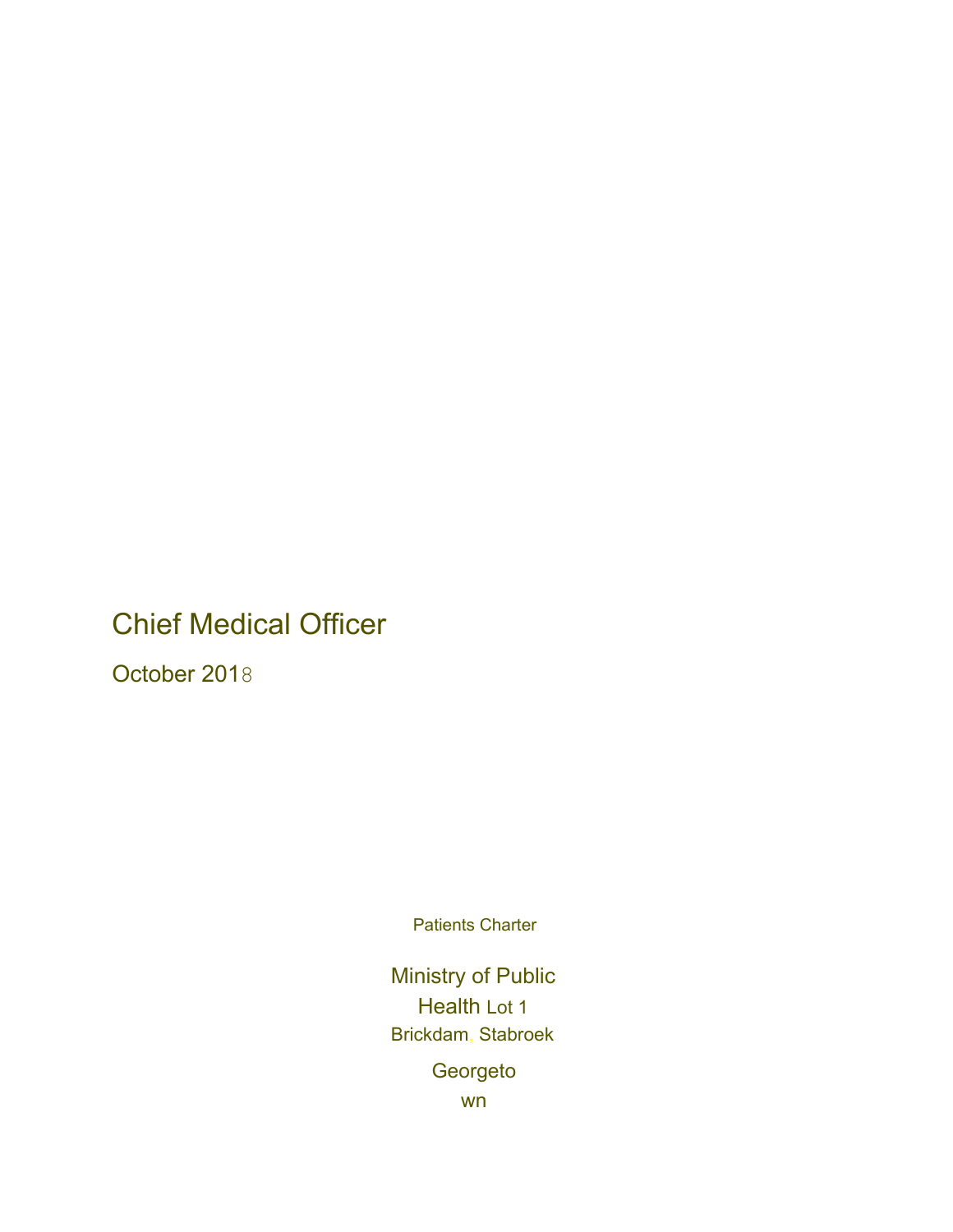Chief Medical Officer

October 2018

Patients Charter

Ministry of Public Health Lot 1 Brickdam, Stabroek

Georgetown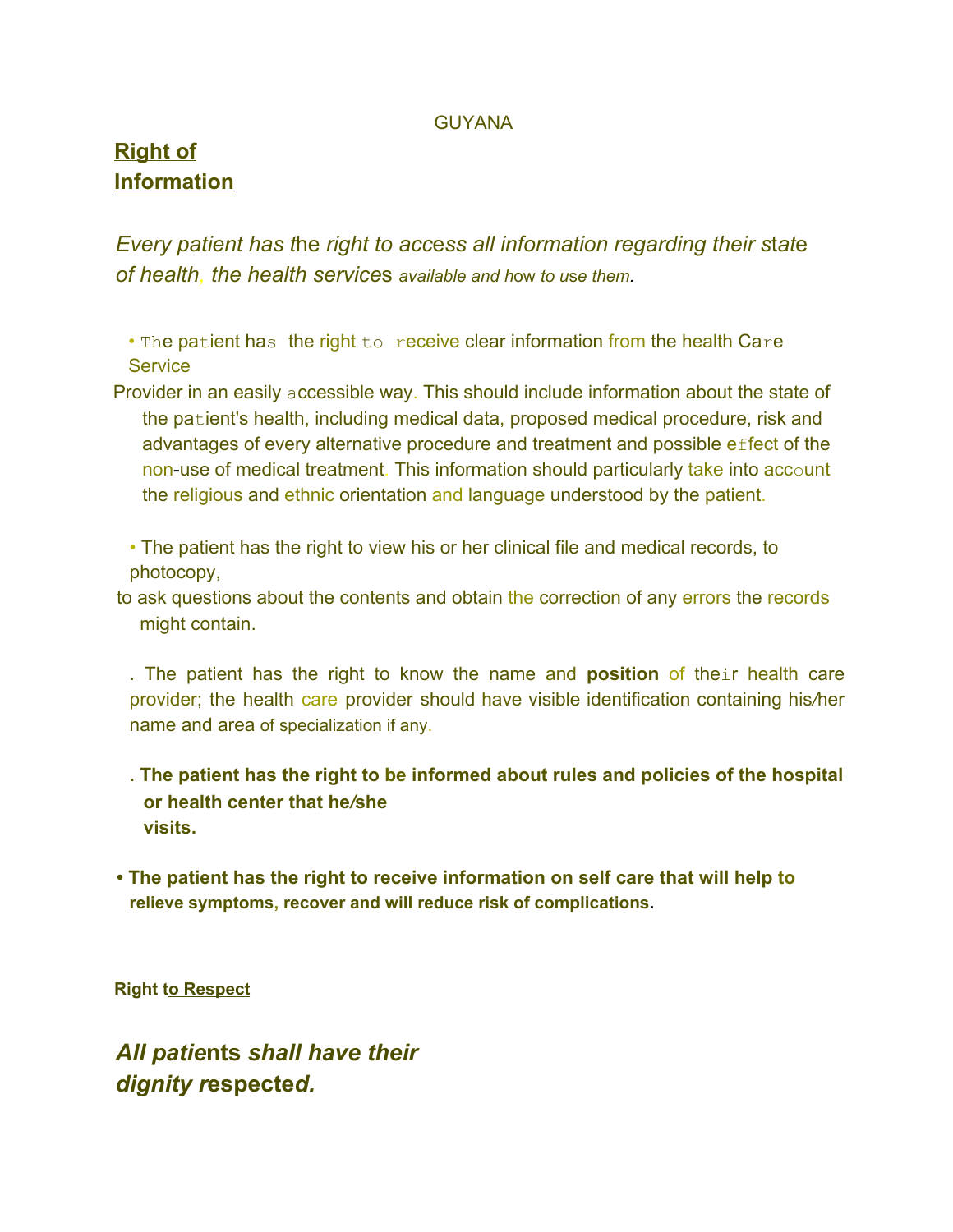GUYANA

## Right of Information

*Every patient has the right to access all information regarding their state of health, the health services available and how to use them.*

- The patient has the right to receive clear information from the health Care Service Provider in an easily accessible way. This should include information about the state of the patient's health, including medical data, proposed medical procedure, risk and advantages of every alternative procedure and treatment and possible effect of the non-use of medical treatment. This information should particularly take into account the religious and ethnic orientation and language understood by the patient.

- The patient has the right to view his or her clinical file and medical records, to photocopy, to ask questions about the contents and obtain the correction of any errors the records might contain.

. The patient has the right to know the name and **position** of their health care provider; the health care provider should have visible identification containing his/her name and area of specialization if any.

**. The patient has the right to be informed about rules and policies of the hospital or health center that he/she visits.**

- **The patient has the right to receive information on self care that will help to relieve symptoms, recover and will reduce risk of complications.**

**Right to Respect**

***All patients shall have their dignity respected.***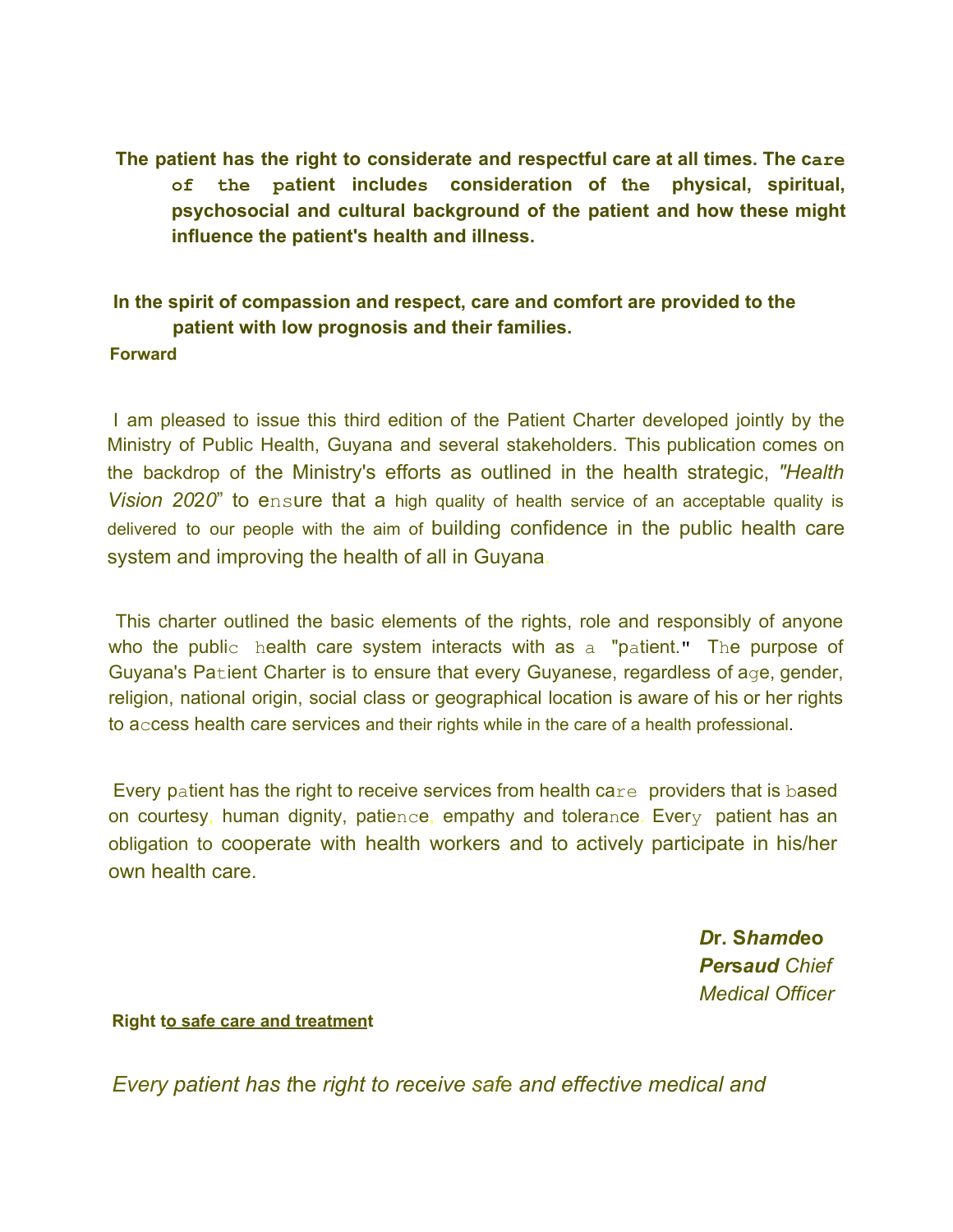**The patient has the right to considerate and respectful care at all times. The care of the patient includes consideration of the physical, spiritual, psychosocial and cultural background of the patient and how these might influence the patient's health and illness.**

**In the spirit of compassion and respect, care and comfort are provided to the patient with low prognosis and their families.**

**Forward**

I am pleased to issue this third edition of the Patient Charter developed jointly by the Ministry of Public Health, Guyana and several stakeholders. This publication comes on the backdrop of the Ministry's efforts as outlined in the health strategic, *"Health Vision 2020*" to ensure that a high quality of health service of an acceptable quality is delivered to our people with the aim of building confidence in the public health care system and improving the health of all in Guyana.

This charter outlined the basic elements of the rights, role and responsibly of anyone who the public health care system interacts with as a "patient." The purpose of Guyana's Patient Charter is to ensure that every Guyanese, regardless of age, gender, religion, national origin, social class or geographical location is aware of his or her rights to access health care services and their rights while in the care of a health professional.

Every patient has the right to receive services from health care providers that is based on courtesy, human dignity, patience, empathy and tolerance. Every patient has an obligation to cooperate with health workers and to actively participate in his/her own health care.

***Dr. Shamdeo Persaud*** *Chief Medical Officer*

**Right to safe care and treatment**

*Every patient has the right to receive safe and effective medical and*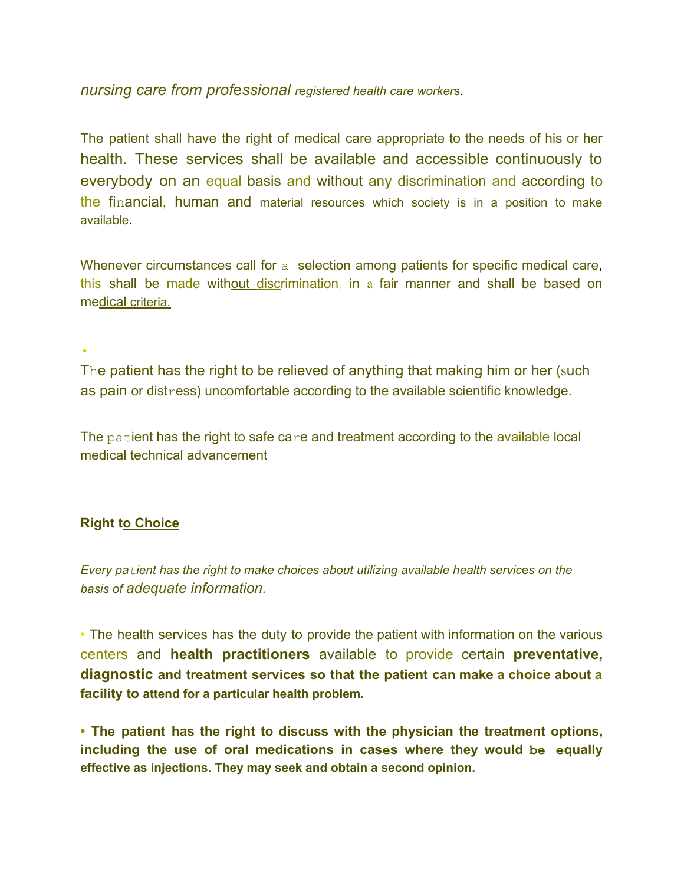*nursing care from professional registered health care workers.*

The patient shall have the right of medical care appropriate to the needs of his or her health. These services shall be available and accessible continuously to everybody on an equal basis and without any discrimination and according to the financial, human and material resources which society is in a position to make available.

Whenever circumstances call for a selection among patients for specific medical care, this shall be made without discrimination, in a fair manner and shall be based on medical criteria.

- The patient has the right to be relieved of anything that making him or her (such as pain or distress) uncomfortable according to the available scientific knowledge.

The patient has the right to safe care and treatment according to the available local medical technical advancement

**Right to Choice**

*Every patient has the right to make choices about utilizing available health services on the basis of adequate information.*

- The health services has the duty to provide the patient with information on the various centers and **health practitioners** available to provide certain **preventative, diagnostic and treatment services so that the patient can make a choice about a facility to attend for a particular health problem.**

- **The patient has the right to discuss with the physician the treatment options, including the use of oral medications in cases where they would be equally effective as injections. They may seek and obtain a second opinion.**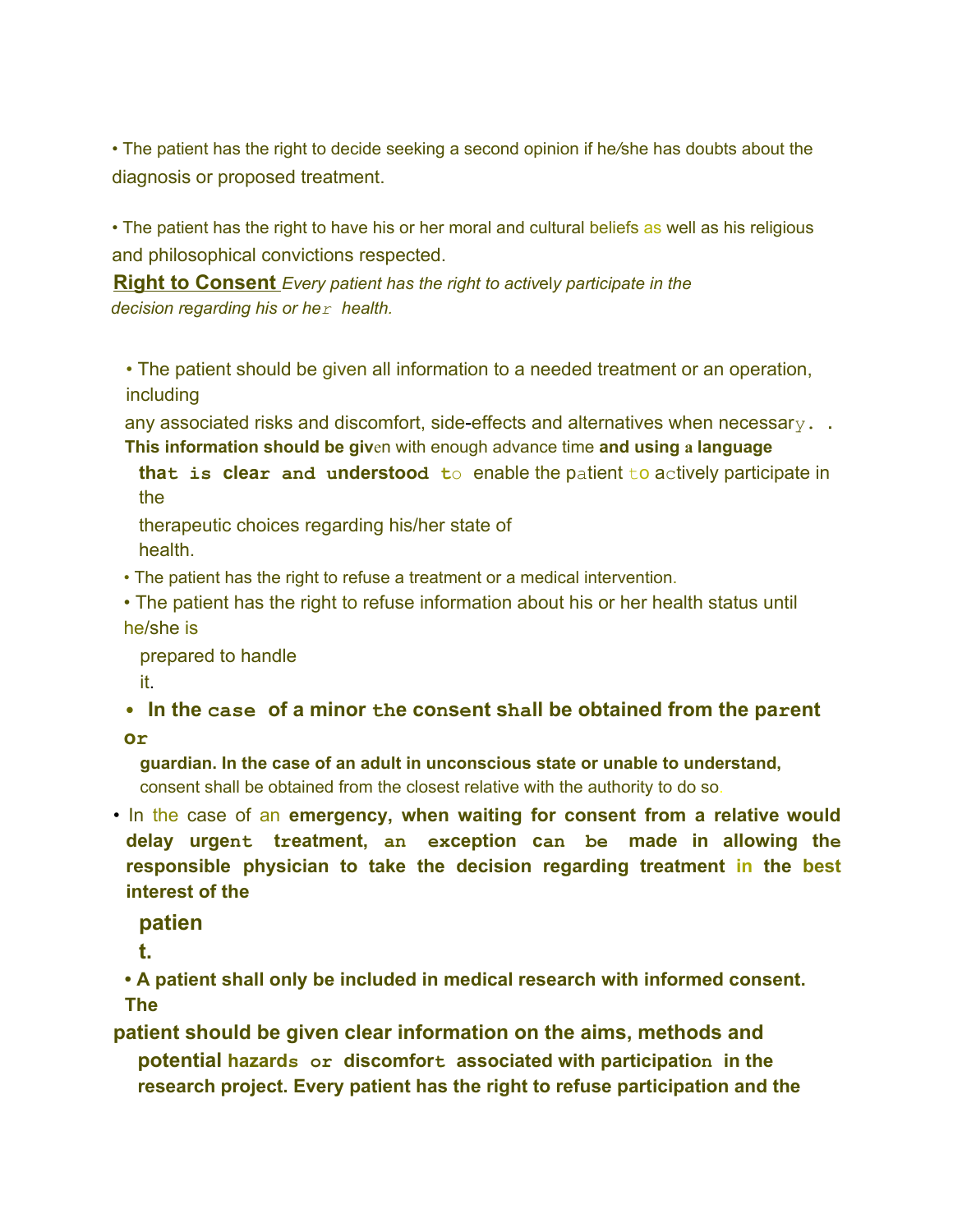- The patient has the right to decide seeking a second opinion if he/she has doubts about the diagnosis or proposed treatment.

- The patient has the right to have his or her moral and cultural beliefs as well as his religious and philosophical convictions respected.

**Right to Consent** *Every patient has the right to actively participate in the decision regarding his or her health.*

- The patient should be given all information to a needed treatment or an operation, including any associated risks and discomfort, side-effects and alternatives when necessary. . **This information should be giv**en with enough advance time **and using a language that is clear and understood** to enable the patient to actively participate in the therapeutic choices regarding his/her state of health.
- The patient has the right to refuse a treatment or a medical intervention.
- The patient has the right to refuse information about his or her health status until he/she is prepared to handle it.
- **In the case of a minor the consent shall be obtained from the parent or guardian. In the case of an adult in unconscious state or unable to understand,** consent shall be obtained from the closest relative with the authority to do so.
- In the case of an **emergency, when waiting for consent from a relative would delay urgent treatment, an exception can be made in allowing the responsible physician to take the decision regarding treatment** in the best **interest of the patient.**
- **A patient shall only be included in medical research with informed consent. The patient should be given clear information on the aims, methods and potential hazards or discomfort associated with participation in the research project. Every patient has the right to refuse participation and the**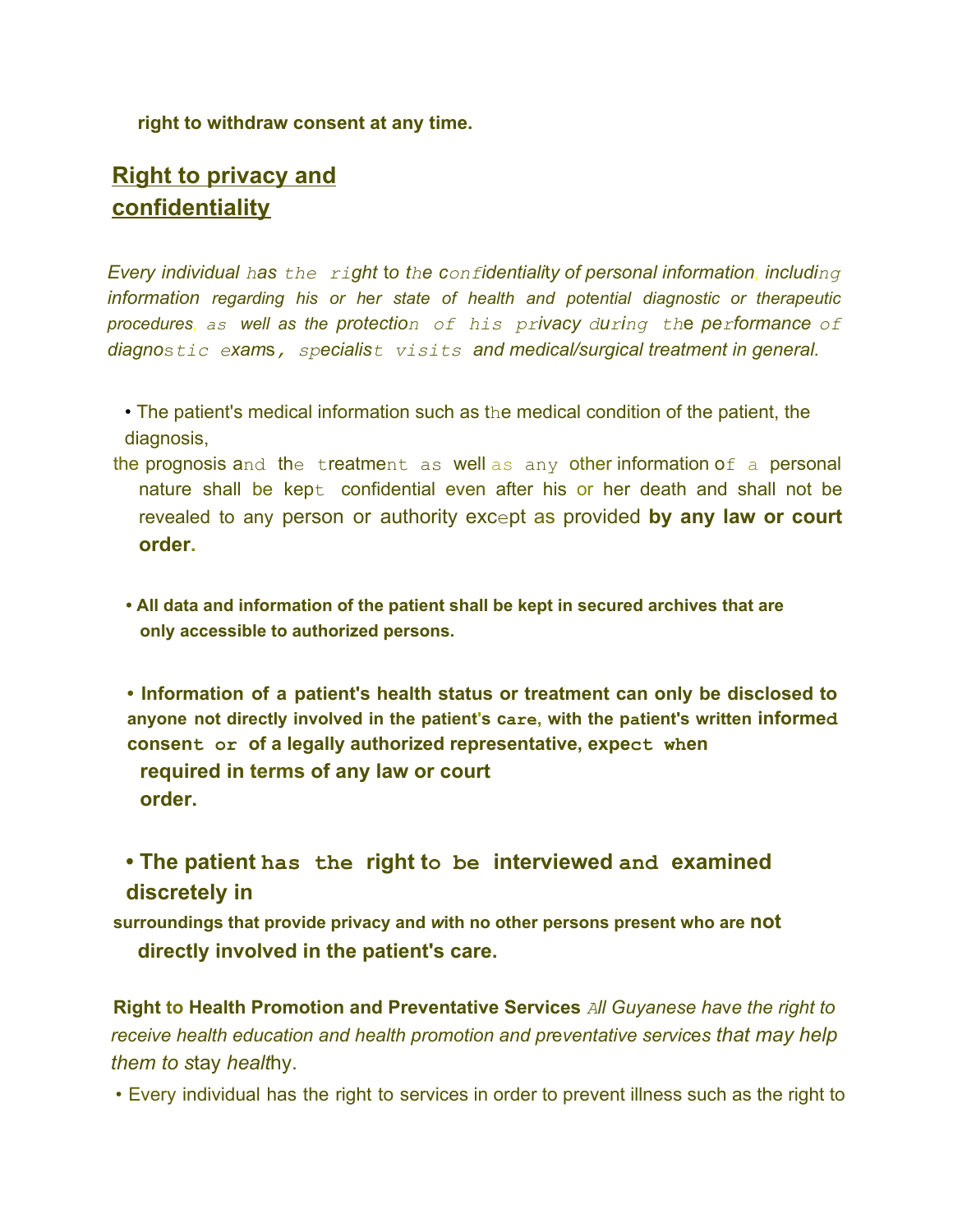**right to withdraw consent at any time.**

## Right to privacy and confidentiality

*Every individual has the right to the confidentiality of personal information, including information regarding his or her state of health and potential diagnostic or therapeutic procedures, as well as the protection of his privacy during the performance of diagnostic exams, specialist visits and medical/surgical treatment in general.*

- The patient's medical information such as the medical condition of the patient, the diagnosis, the prognosis and the treatment as well as any other information of a personal nature shall be kept confidential even after his or her death and shall not be revealed to any person or authority except as provided **by any law or court order.**
- **All data and information of the patient shall be kept in secured archives that are only accessible to authorized persons.**
- **Information of a patient's health status or treatment can only be disclosed to anyone not directly involved in the patient's care, with the patient's written informed consent or of a legally authorized representative, expect when required in terms of any law or court order.**
- **The patient has the right to be interviewed and examined discretely in surroundings that provide privacy and with no other persons present who are not directly involved in the patient's care.**

**Right to Health Promotion and Preventative Services** *All Guyanese have the right to receive health education and health promotion and preventative services that may help them to stay healthy.*

- Every individual has the right to services in order to prevent illness such as the right to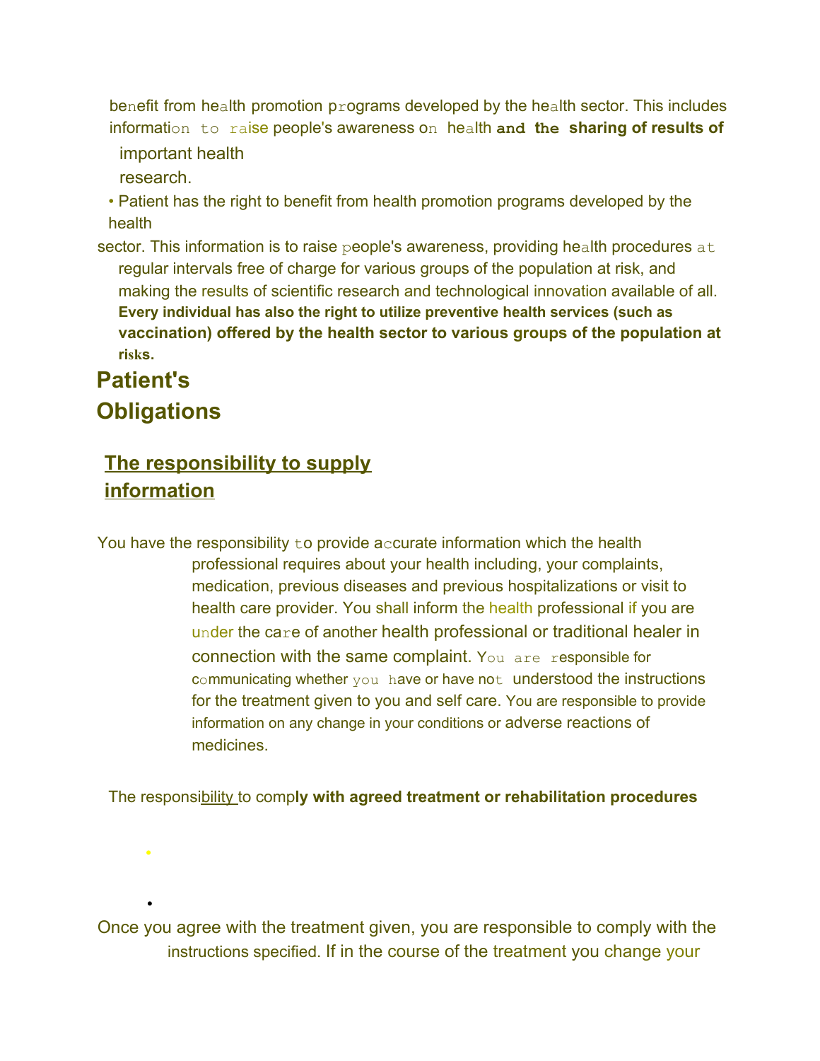benefit from health promotion programs developed by the health sector. This includes information to raise people's awareness on health **and the sharing of results of** important health research.

- Patient has the right to benefit from health promotion programs developed by the health sector. This information is to raise people's awareness, providing health procedures at regular intervals free of charge for various groups of the population at risk, and making the results of scientific research and technological innovation available of all. **Every individual has also the right to utilize preventive health services (such as vaccination) offered by the health sector to various groups of the population at risks.**

# Patient's Obligations

## The responsibility to supply information

You have the responsibility to provide accurate information which the health professional requires about your health including, your complaints, medication, previous diseases and previous hospitalizations or visit to health care provider. You shall inform the health professional if you are under the care of another health professional or traditional healer in connection with the same complaint. You are responsible for communicating whether you have or have not understood the instructions for the treatment given to you and self care. You are responsible to provide information on any change in your conditions or adverse reactions of medicines.

The responsibility to compl**y with agreed treatment or rehabilitation procedures**

Once you agree with the treatment given, you are responsible to comply with the instructions specified. If in the course of the treatment you change your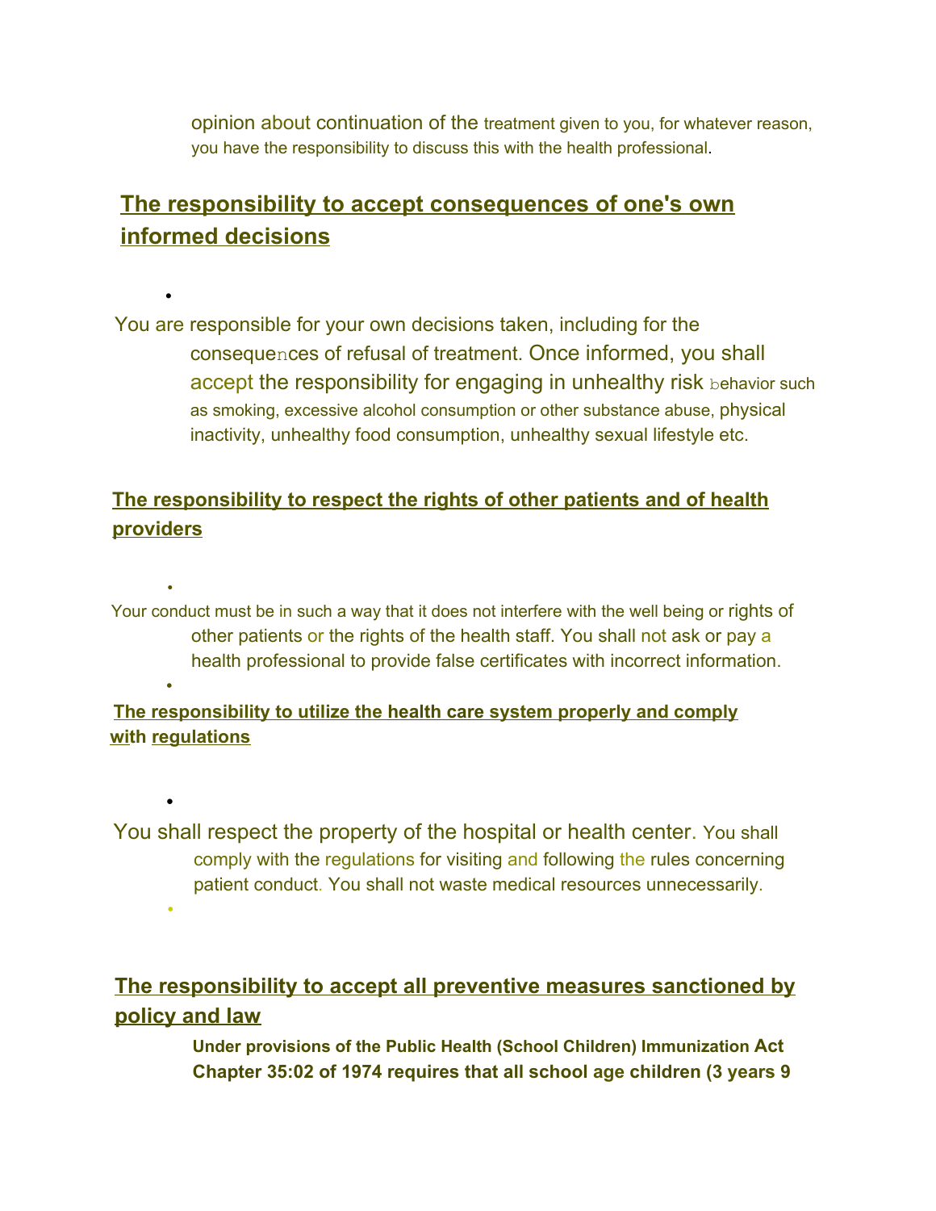opinion about continuation of the treatment given to you, for whatever reason, you have the responsibility to discuss this with the health professional.

## The responsibility to accept consequences of one's own informed decisions

- You are responsible for your own decisions taken, including for the consequences of refusal of treatment. Once informed, you shall accept the responsibility for engaging in unhealthy risk behavior such as smoking, excessive alcohol consumption or other substance abuse, physical inactivity, unhealthy food consumption, unhealthy sexual lifestyle etc.

## The responsibility to respect the rights of other patients and of health providers

- Your conduct must be in such a way that it does not interfere with the well being or rights of other patients or the rights of the health staff. You shall not ask or pay a health professional to provide false certificates with incorrect information.

## The responsibility to utilize the health care system properly and comply with regulations

- You shall respect the property of the hospital or health center. You shall comply with the regulations for visiting and following the rules concerning patient conduct. You shall not waste medical resources unnecessarily.

## The responsibility to accept all preventive measures sanctioned by policy and law

**Under provisions of the Public Health (School Children) Immunization Act Chapter 35:02 of 1974 requires that all school age children (3 years 9**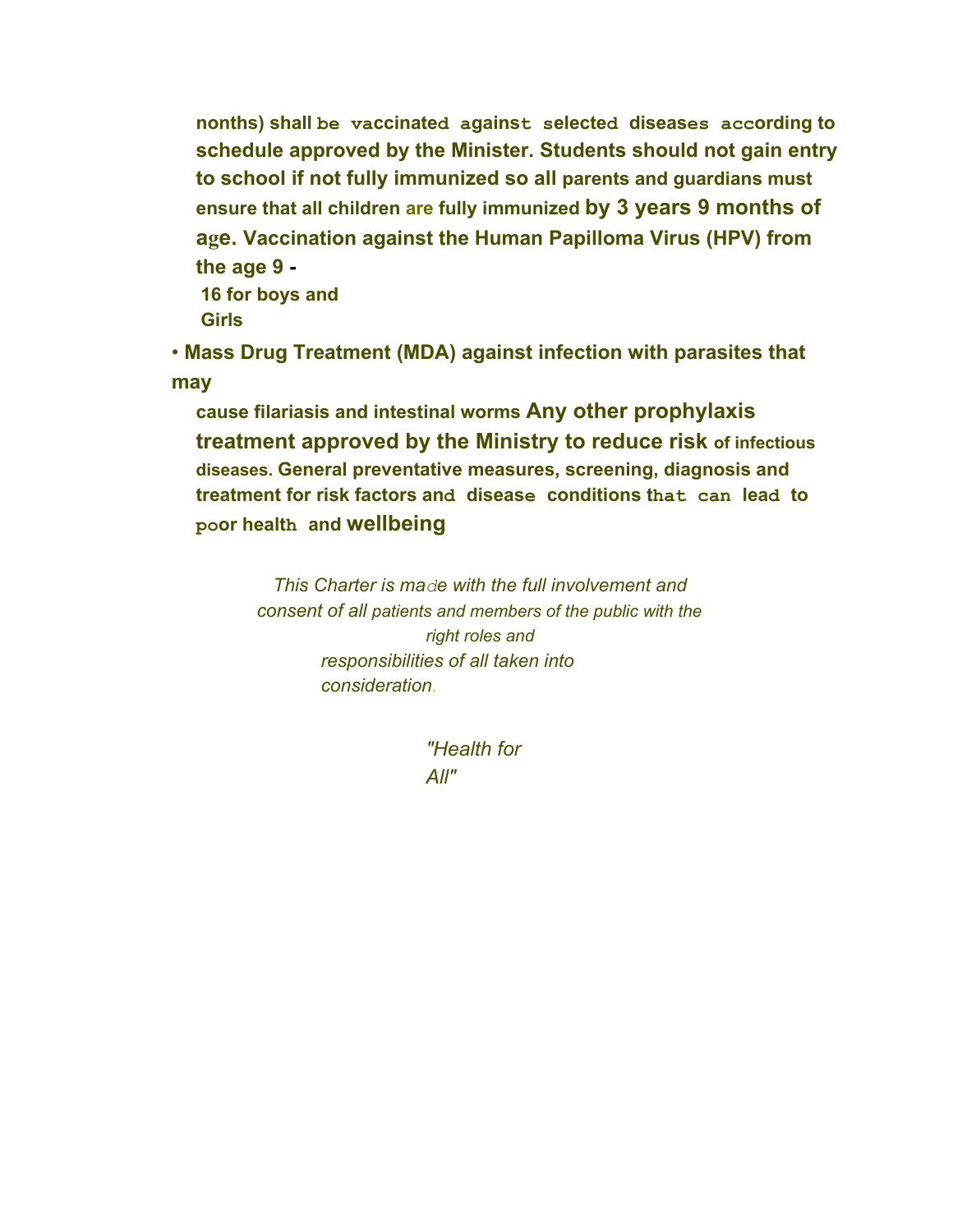**nonths) shall be vaccinated against selected diseases according to schedule approved by the Minister. Students should not gain entry to school if not fully immunized so all parents and guardians must ensure that all children are fully immunized by 3 years 9 months of age. Vaccination against the Human Papilloma Virus (HPV) from the age 9 - 16 for boys and Girls**

- **Mass Drug Treatment (MDA) against infection with parasites that may cause filariasis and intestinal worms Any other prophylaxis treatment approved by the Ministry to reduce risk of infectious diseases. General preventative measures, screening, diagnosis and treatment for risk factors and disease conditions that can lead to poor health and wellbeing**

*This Charter is made with the full involvement and consent of all patients and members of the public with the right roles and responsibilities of all taken into consideration.*

*"Health for All"*